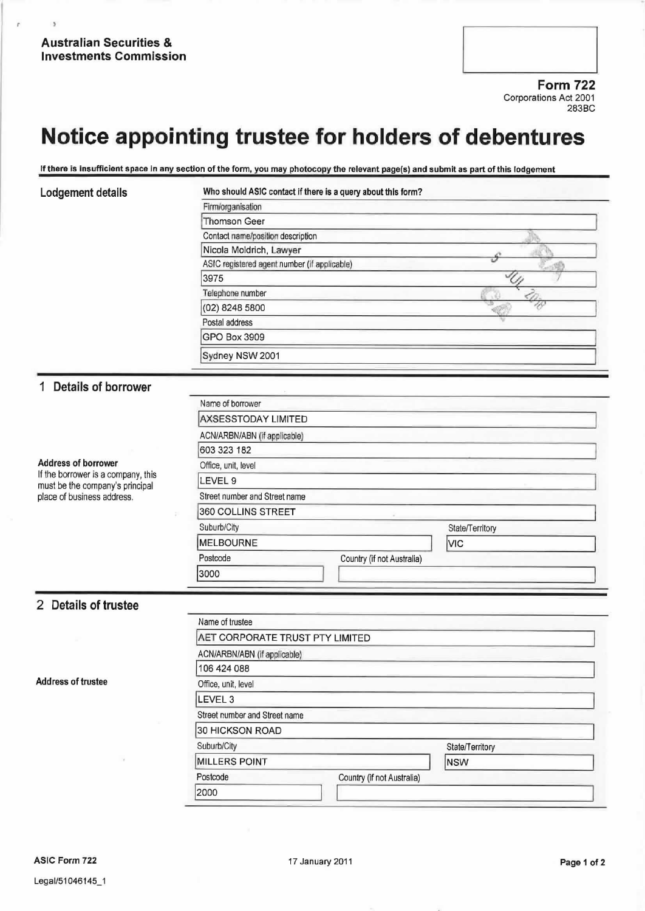**Australian Securities & Investments Commission**

**Form 722**
Corporations Act 2001
283BC

# Notice appointing trustee for holders of debentures

**If there is insufficient space in any section of the form, you may photocopy the relevant page(s) and submit as part of this lodgement**

## Lodgement details

**Who should ASIC contact if there is a query about this form?**

Firm/organisation
Thomson Geer

Contact name/position description
Nicola Moldrich, Lawyer

ASIC registered agent number (if applicable)
3975

Telephone number
(02) 8248 5800

Postal address
GPO Box 3909
Sydney NSW 2001

## 1 Details of borrower

Name of borrower
AXSESSTODAY LIMITED

ACN/ARBN/ABN (if applicable)
603 323 182

**Address of borrower**
If the borrower is a company, this must be the company's principal place of business address.

Office, unit, level
LEVEL 9

Street number and Street name
360 COLLINS STREET

Suburb/City
MELBOURNE

State/Territory
VIC

Postcode
3000

Country (if not Australia)

## 2 Details of trustee

Name of trustee
AET CORPORATE TRUST PTY LIMITED

ACN/ARBN/ABN (if applicable)
106 424 088

**Address of trustee**

Office, unit, level
LEVEL 3

Street number and Street name
30 HICKSON ROAD

Suburb/City
MILLERS POINT

State/Territory
NSW

Postcode
2000

Country (if not Australia)

ASIC Form 722 — 17 January 2011

Legal/51046145_1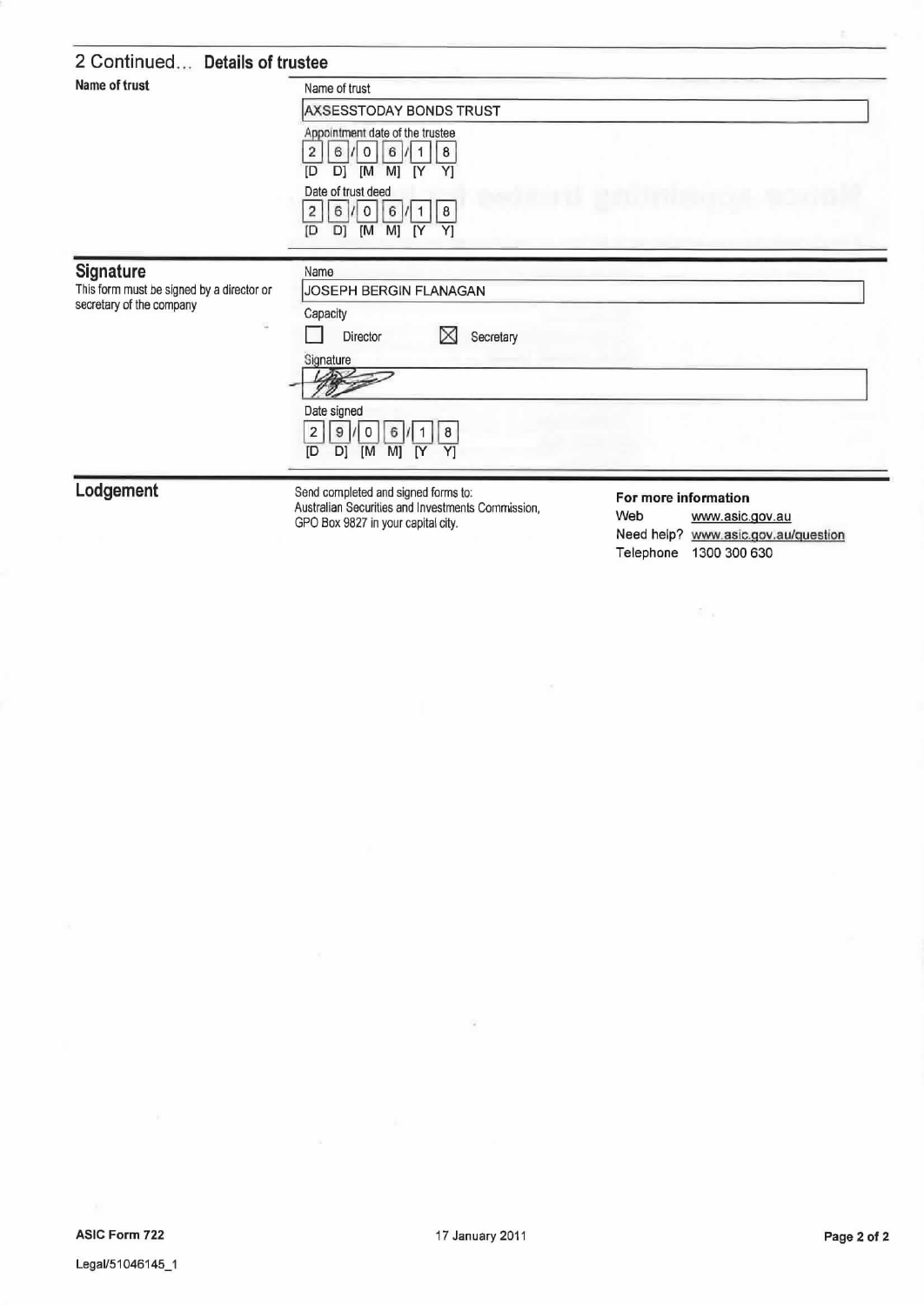## 2 Continued... Details of trustee

**Name of trust**

Name of trust

AXSESSTODAY BONDS TRUST

Appointment date of the trustee

26/06/18
[D D] [M M] [Y Y]

Date of trust deed

26/06/18
[D D] [M M] [Y Y]

## Signature

This form must be signed by a director or secretary of the company

Name

JOSEPH BERGIN FLANAGAN

Capacity

☐ Director ☒ Secretary

Signature

[signature]

Date signed

29/06/18
[D D] [M M] [Y Y]

## Lodgement

Send completed and signed forms to:
Australian Securities and Investments Commission,
GPO Box 9827 in your capital city.

**For more information**

Web www.asic.gov.au
Need help? www.asic.gov.au/question
Telephone 1300 300 630

ASIC Form 722 17 January 2011

Legal/51046145_1